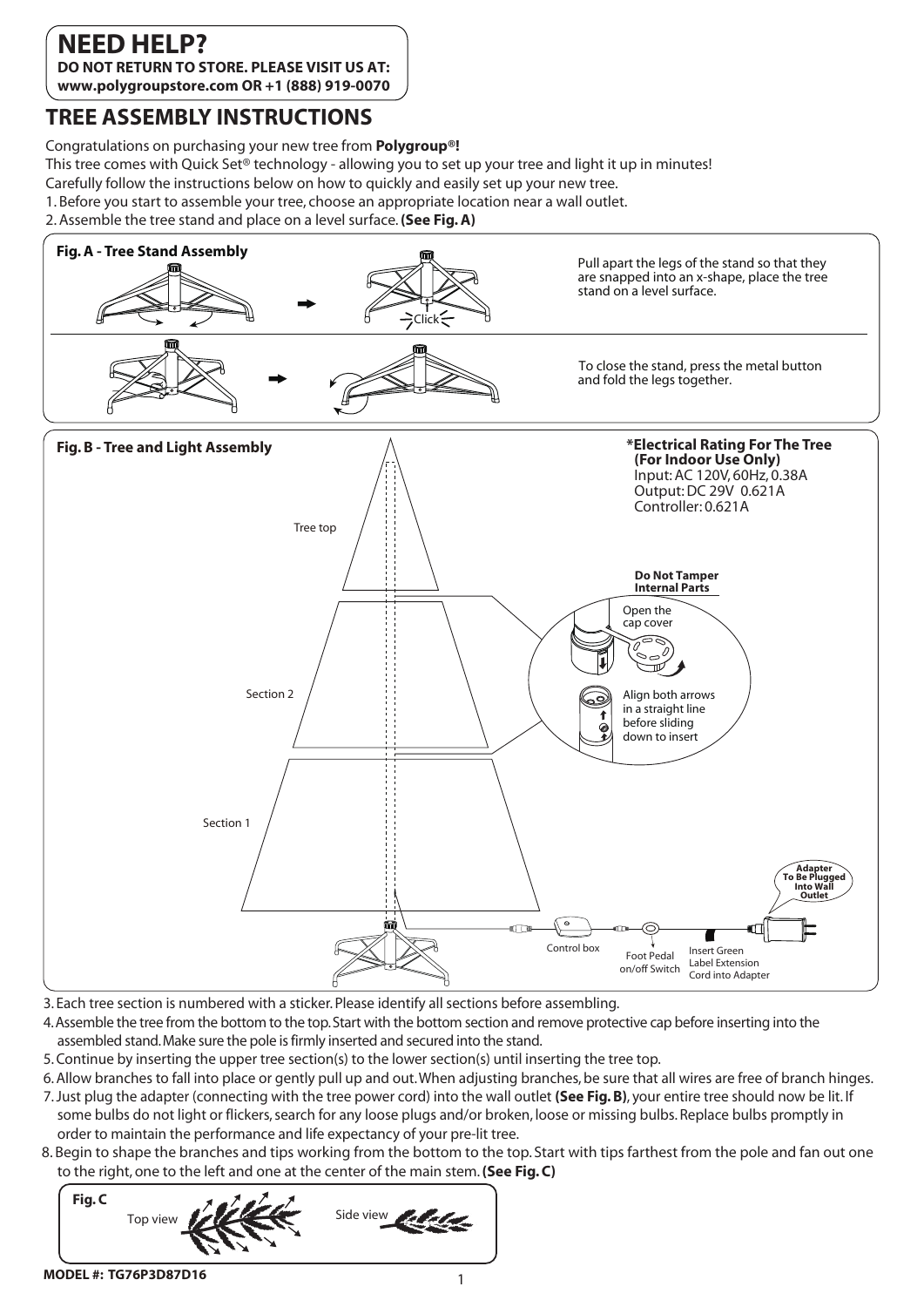# NEED HELP?

**DO NOT RETURN TO STORE. PLEASE VISIT US AT:**
**www.polygroupstore.com OR +1 (888) 919-0070**

## TREE ASSEMBLY INSTRUCTIONS

Congratulations on purchasing your new tree from **Polygroup®!**

This tree comes with Quick Set® technology - allowing you to set up your tree and light it up in minutes!

Carefully follow the instructions below on how to quickly and easily set up your new tree.

1. Before you start to assemble your tree, choose an appropriate location near a wall outlet.
2. Assemble the tree stand and place on a level surface. **(See Fig. A)**

**Fig. A - Tree Stand Assembly**

Click

Pull apart the legs of the stand so that they are snapped into an x-shape, place the tree stand on a level surface.

To close the stand, press the metal button and fold the legs together.

**Fig. B - Tree and Light Assembly**

**\*Electrical Rating For The Tree (For Indoor Use Only)**
Input: AC 120V, 60Hz, 0.38A
Output: DC 29V 0.621A
Controller: 0.621A

Tree top

Section 2

Section 1

**Do Not Tamper Internal Parts**

Open the cap cover

Align both arrows in a straight line before sliding down to insert

**Adapter To Be Plugged Into Wall Outlet**

Control box

Foot Pedal on/off Switch

Insert Green Label Extension Cord into Adapter

3. Each tree section is numbered with a sticker. Please identify all sections before assembling.
4. Assemble the tree from the bottom to the top. Start with the bottom section and remove protective cap before inserting into the assembled stand. Make sure the pole is firmly inserted and secured into the stand.
5. Continue by inserting the upper tree section(s) to the lower section(s) until inserting the tree top.
6. Allow branches to fall into place or gently pull up and out. When adjusting branches, be sure that all wires are free of branch hinges.
7. Just plug the adapter (connecting with the tree power cord) into the wall outlet **(See Fig. B)**, your entire tree should now be lit. If some bulbs do not light or flickers, search for any loose plugs and/or broken, loose or missing bulbs. Replace bulbs promptly in order to maintain the performance and life expectancy of your pre-lit tree.
8. Begin to shape the branches and tips working from the bottom to the top. Start with tips farthest from the pole and fan out one to the right, one to the left and one at the center of the main stem. **(See Fig. C)**

**Fig. C**

Top view

Side view

**MODEL #: TG76P3D87D16**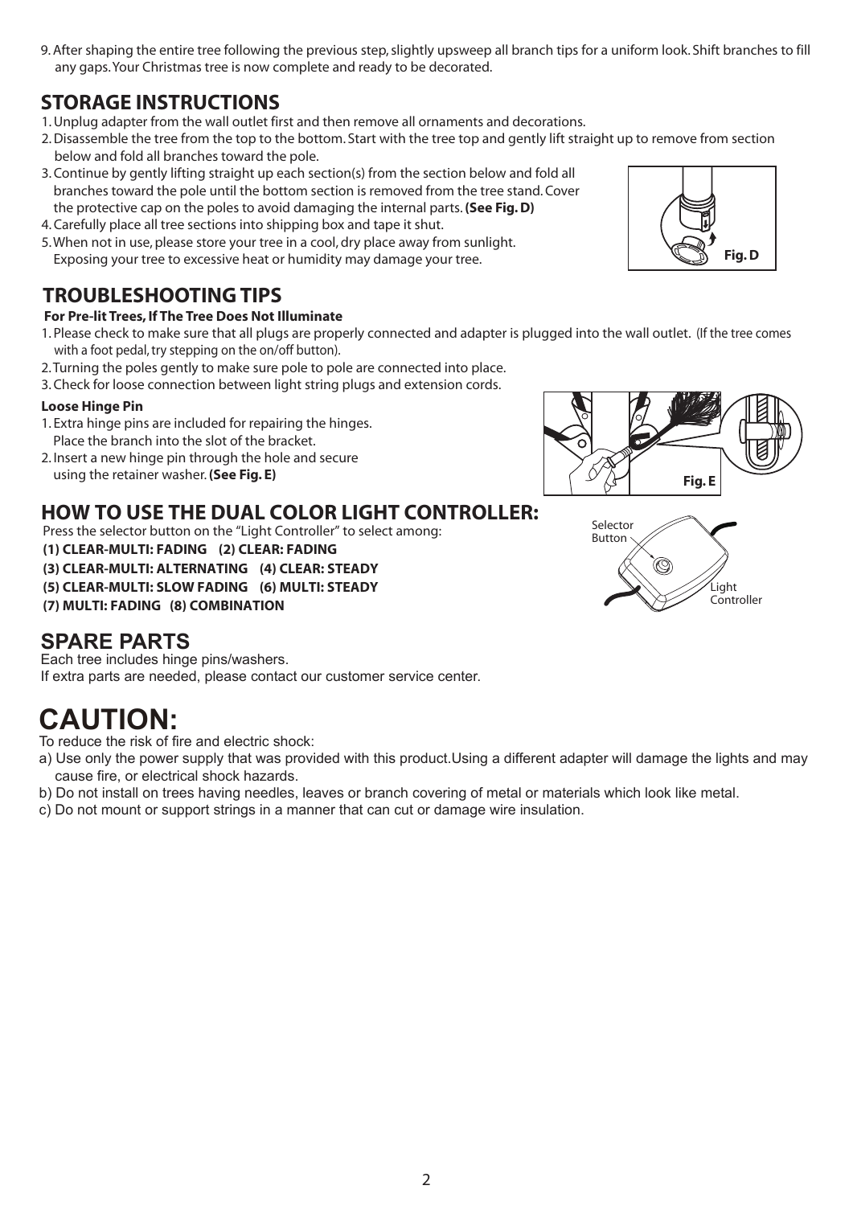9. After shaping the entire tree following the previous step, slightly upsweep all branch tips for a uniform look. Shift branches to fill any gaps. Your Christmas tree is now complete and ready to be decorated.

## STORAGE INSTRUCTIONS

1. Unplug adapter from the wall outlet first and then remove all ornaments and decorations.
2. Disassemble the tree from the top to the bottom. Start with the tree top and gently lift straight up to remove from section below and fold all branches toward the pole.
3. Continue by gently lifting straight up each section(s) from the section below and fold all branches toward the pole until the bottom section is removed from the tree stand. Cover the protective cap on the poles to avoid damaging the internal parts. **(See Fig. D)**
4. Carefully place all tree sections into shipping box and tape it shut.
5. When not in use, please store your tree in a cool, dry place away from sunlight. Exposing your tree to excessive heat or humidity may damage your tree.

Fig. D

## TROUBLESHOOTING TIPS

**For Pre-lit Trees, If The Tree Does Not Illuminate**

1. Please check to make sure that all plugs are properly connected and adapter is plugged into the wall outlet. (If the tree comes with a foot pedal, try stepping on the on/off button).
2. Turning the poles gently to make sure pole to pole are connected into place.
3. Check for loose connection between light string plugs and extension cords.

**Loose Hinge Pin**

1. Extra hinge pins are included for repairing the hinges. Place the branch into the slot of the bracket.
2. Insert a new hinge pin through the hole and secure using the retainer washer. **(See Fig. E)**

Fig. E

## HOW TO USE THE DUAL COLOR LIGHT CONTROLLER:

Press the selector button on the “Light Controller” to select among:

**(1) CLEAR-MULTI: FADING (2) CLEAR: FADING**
**(3) CLEAR-MULTI: ALTERNATING (4) CLEAR: STEADY**
**(5) CLEAR-MULTI: SLOW FADING (6) MULTI: STEADY**
**(7) MULTI: FADING (8) COMBINATION**

Selector Button

Light Controller

## SPARE PARTS

Each tree includes hinge pins/washers.
If extra parts are needed, please contact our customer service center.

# CAUTION:

To reduce the risk of fire and electric shock:

a) Use only the power supply that was provided with this product.Using a different adapter will damage the lights and may cause fire, or electrical shock hazards.
b) Do not install on trees having needles, leaves or branch covering of metal or materials which look like metal.
c) Do not mount or support strings in a manner that can cut or damage wire insulation.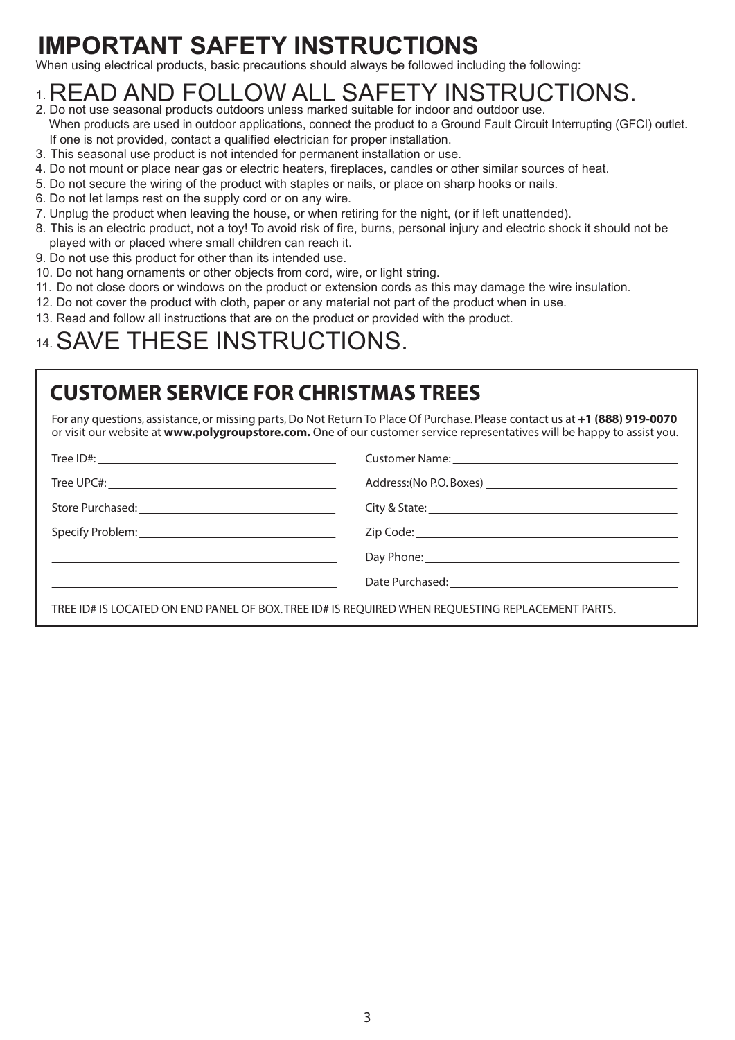# IMPORTANT SAFETY INSTRUCTIONS

When using electrical products, basic precautions should always be followed including the following:

1. READ AND FOLLOW ALL SAFETY INSTRUCTIONS.
2. Do not use seasonal products outdoors unless marked suitable for indoor and outdoor use. When products are used in outdoor applications, connect the product to a Ground Fault Circuit Interrupting (GFCI) outlet. If one is not provided, contact a qualified electrician for proper installation.
3. This seasonal use product is not intended for permanent installation or use.
4. Do not mount or place near gas or electric heaters, fireplaces, candles or other similar sources of heat.
5. Do not secure the wiring of the product with staples or nails, or place on sharp hooks or nails.
6. Do not let lamps rest on the supply cord or on any wire.
7. Unplug the product when leaving the house, or when retiring for the night, (or if left unattended).
8. This is an electric product, not a toy! To avoid risk of fire, burns, personal injury and electric shock it should not be played with or placed where small children can reach it.
9. Do not use this product for other than its intended use.
10. Do not hang ornaments or other objects from cord, wire, or light string.
11. Do not close doors or windows on the product or extension cords as this may damage the wire insulation.
12. Do not cover the product with cloth, paper or any material not part of the product when in use.
13. Read and follow all instructions that are on the product or provided with the product.
14. SAVE THESE INSTRUCTIONS.

## CUSTOMER SERVICE FOR CHRISTMAS TREES

For any questions, assistance, or missing parts, Do Not Return To Place Of Purchase. Please contact us at **+1 (888) 919-0070** or visit our website at **www.polygroupstore.com.** One of our customer service representatives will be happy to assist you.

Tree ID#: ______________________

Tree UPC#: ______________________

Store Purchased: ______________________

Specify Problem: ______________________

______________________

______________________

Customer Name: ______________________

Address:(No P.O. Boxes) ______________________

City & State: ______________________

Zip Code: ______________________

Day Phone: ______________________

Date Purchased: ______________________

TREE ID# IS LOCATED ON END PANEL OF BOX. TREE ID# IS REQUIRED WHEN REQUESTING REPLACEMENT PARTS.